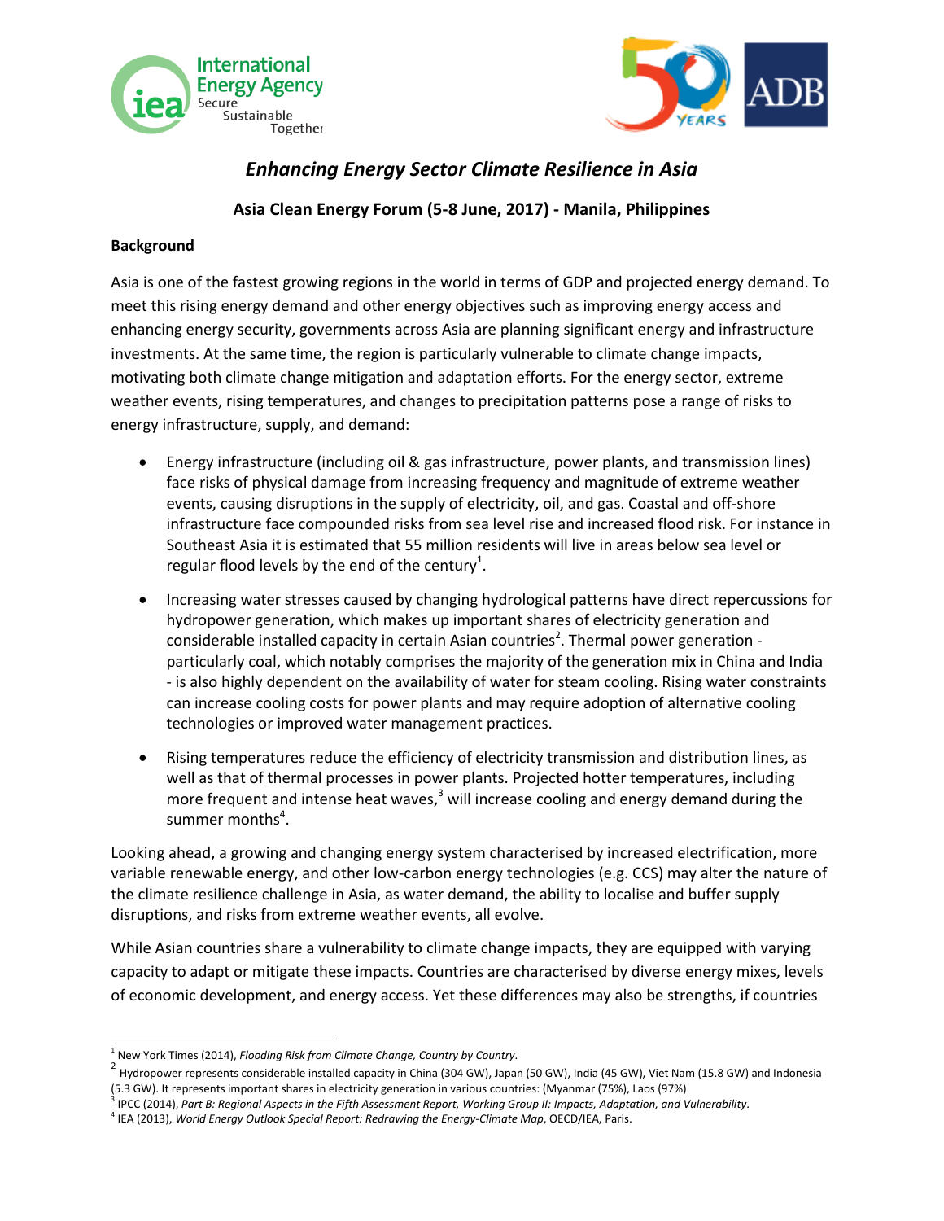# *Enhancing Energy Sector Climate Resilience in Asia*

**Asia Clean Energy Forum (5-8 June, 2017) - Manila, Philippines**

**Background**

Asia is one of the fastest growing regions in the world in terms of GDP and projected energy demand. To meet this rising energy demand and other energy objectives such as improving energy access and enhancing energy security, governments across Asia are planning significant energy and infrastructure investments. At the same time, the region is particularly vulnerable to climate change impacts, motivating both climate change mitigation and adaptation efforts. For the energy sector, extreme weather events, rising temperatures, and changes to precipitation patterns pose a range of risks to energy infrastructure, supply, and demand:

- Energy infrastructure (including oil & gas infrastructure, power plants, and transmission lines) face risks of physical damage from increasing frequency and magnitude of extreme weather events, causing disruptions in the supply of electricity, oil, and gas. Coastal and off-shore infrastructure face compounded risks from sea level rise and increased flood risk. For instance in Southeast Asia it is estimated that 55 million residents will live in areas below sea level or regular flood levels by the end of the century[1].
- Increasing water stresses caused by changing hydrological patterns have direct repercussions for hydropower generation, which makes up important shares of electricity generation and considerable installed capacity in certain Asian countries[2]. Thermal power generation - particularly coal, which notably comprises the majority of the generation mix in China and India - is also highly dependent on the availability of water for steam cooling. Rising water constraints can increase cooling costs for power plants and may require adoption of alternative cooling technologies or improved water management practices.
- Rising temperatures reduce the efficiency of electricity transmission and distribution lines, as well as that of thermal processes in power plants. Projected hotter temperatures, including more frequent and intense heat waves,[3] will increase cooling and energy demand during the summer months[4].

Looking ahead, a growing and changing energy system characterised by increased electrification, more variable renewable energy, and other low-carbon energy technologies (e.g. CCS) may alter the nature of the climate resilience challenge in Asia, as water demand, the ability to localise and buffer supply disruptions, and risks from extreme weather events, all evolve.

While Asian countries share a vulnerability to climate change impacts, they are equipped with varying capacity to adapt or mitigate these impacts. Countries are characterised by diverse energy mixes, levels of economic development, and energy access. Yet these differences may also be strengths, if countries

---

[1] New York Times (2014), *Flooding Risk from Climate Change, Country by Country*.

[2] Hydropower represents considerable installed capacity in China (304 GW), Japan (50 GW), India (45 GW), Viet Nam (15.8 GW) and Indonesia (5.3 GW). It represents important shares in electricity generation in various countries: (Myanmar (75%), Laos (97%)

[3] IPCC (2014), *Part B: Regional Aspects in the Fifth Assessment Report, Working Group II: Impacts, Adaptation, and Vulnerability*.

[4] IEA (2013), *World Energy Outlook Special Report: Redrawing the Energy-Climate Map*, OECD/IEA, Paris.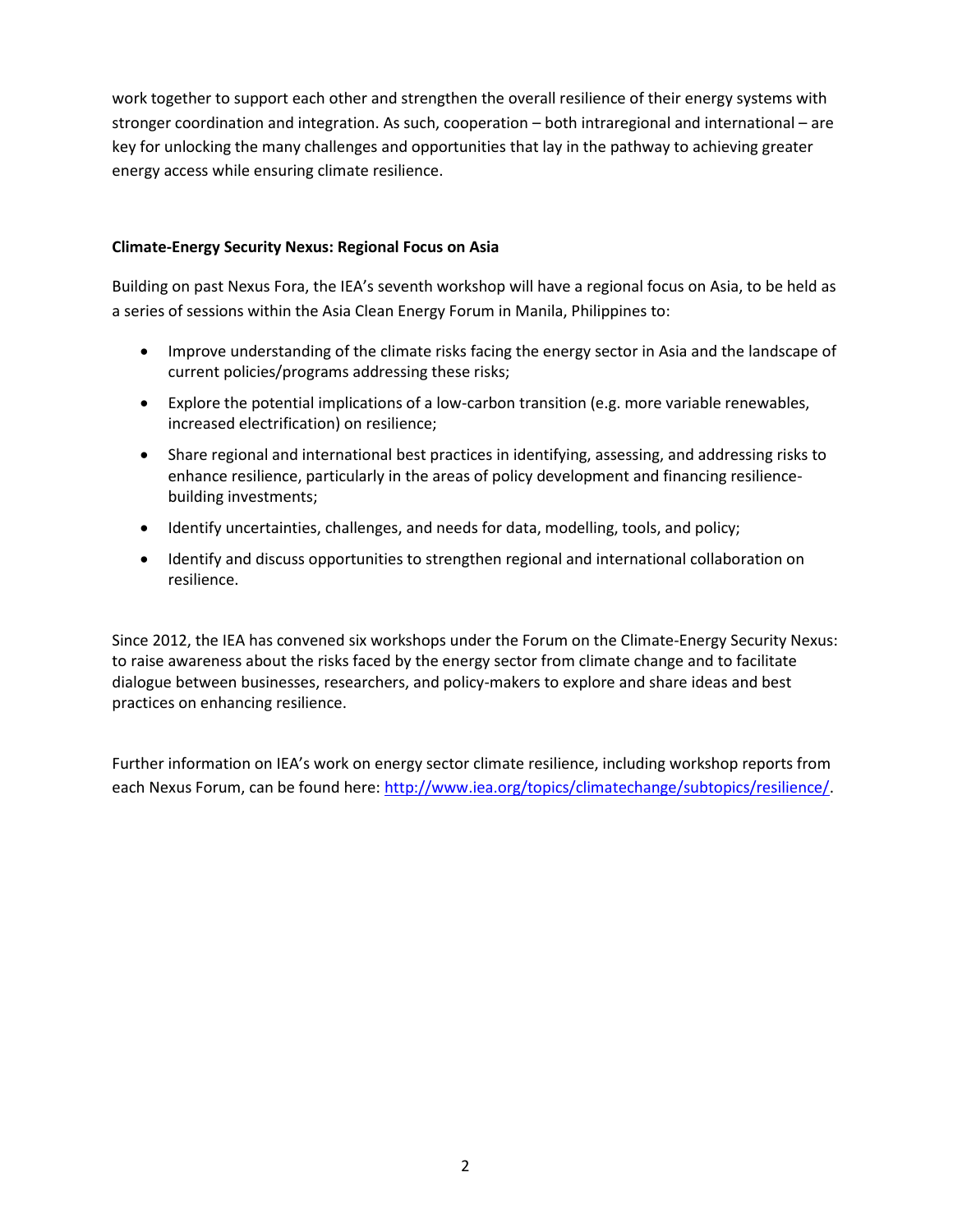work together to support each other and strengthen the overall resilience of their energy systems with stronger coordination and integration. As such, cooperation – both intraregional and international – are key for unlocking the many challenges and opportunities that lay in the pathway to achieving greater energy access while ensuring climate resilience.

**Climate-Energy Security Nexus: Regional Focus on Asia**

Building on past Nexus Fora, the IEA's seventh workshop will have a regional focus on Asia, to be held as a series of sessions within the Asia Clean Energy Forum in Manila, Philippines to:

- Improve understanding of the climate risks facing the energy sector in Asia and the landscape of current policies/programs addressing these risks;
- Explore the potential implications of a low-carbon transition (e.g. more variable renewables, increased electrification) on resilience;
- Share regional and international best practices in identifying, assessing, and addressing risks to enhance resilience, particularly in the areas of policy development and financing resilience-building investments;
- Identify uncertainties, challenges, and needs for data, modelling, tools, and policy;
- Identify and discuss opportunities to strengthen regional and international collaboration on resilience.

Since 2012, the IEA has convened six workshops under the Forum on the Climate-Energy Security Nexus: to raise awareness about the risks faced by the energy sector from climate change and to facilitate dialogue between businesses, researchers, and policy-makers to explore and share ideas and best practices on enhancing resilience.

Further information on IEA's work on energy sector climate resilience, including workshop reports from each Nexus Forum, can be found here: [http://www.iea.org/topics/climatechange/subtopics/resilience/](http://www.iea.org/topics/climatechange/subtopics/resilience/).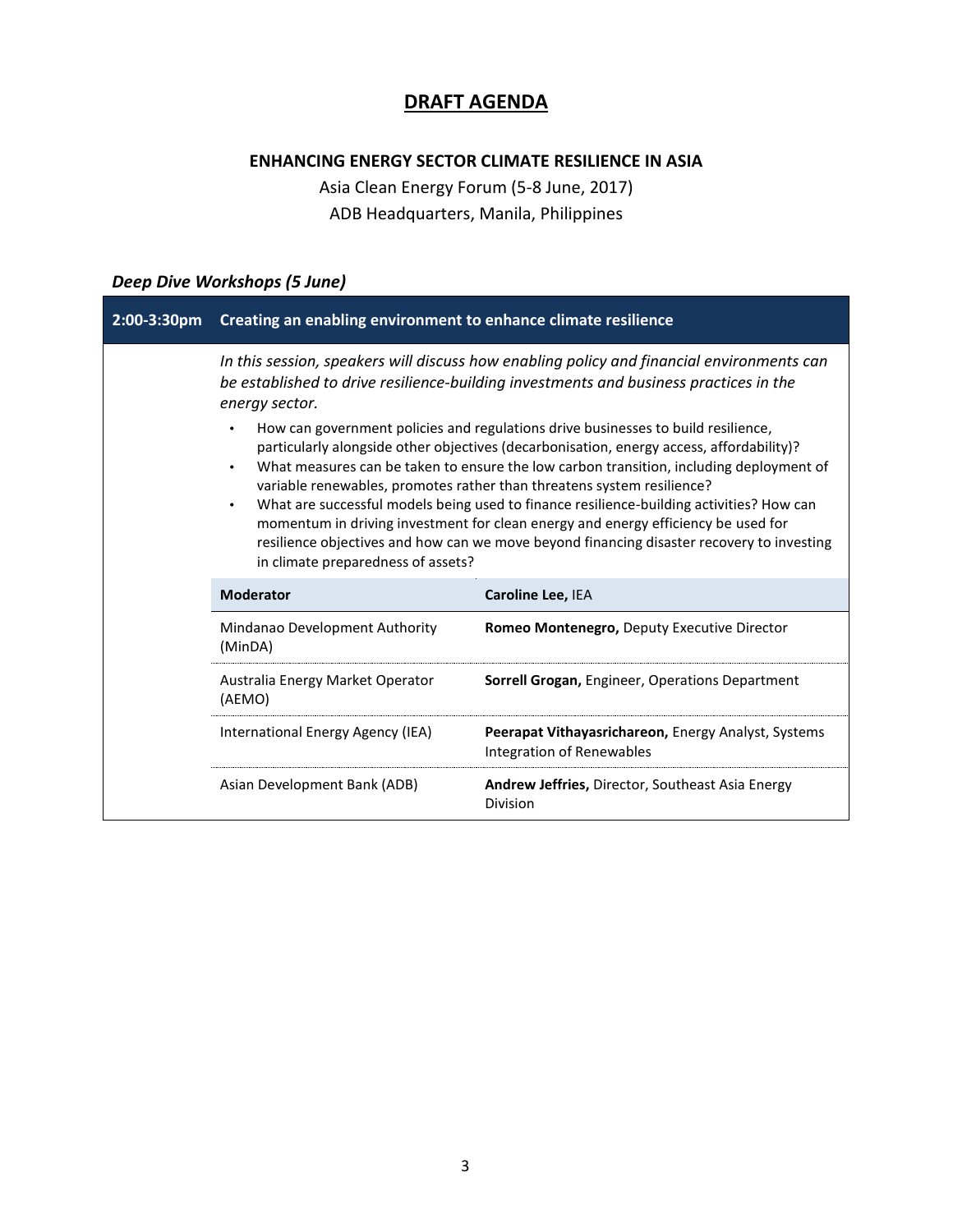# DRAFT AGENDA

### ENHANCING ENERGY SECTOR CLIMATE RESILIENCE IN ASIA

Asia Clean Energy Forum (5-8 June, 2017)

ADB Headquarters, Manila, Philippines

### *Deep Dive Workshops (5 June)*

| 2:00-3:30pm | Creating an enabling environment to enhance climate resilience | |
|---|---|---|
| | *In this session, speakers will discuss how enabling policy and financial environments can be established to drive resilience-building investments and business practices in the energy sector.*<br>• How can government policies and regulations drive businesses to build resilience, particularly alongside other objectives (decarbonisation, energy access, affordability)?<br>• What measures can be taken to ensure the low carbon transition, including deployment of variable renewables, promotes rather than threatens system resilience?<br>• What are successful models being used to finance resilience-building activities? How can momentum in driving investment for clean energy and energy efficiency be used for resilience objectives and how can we move beyond financing disaster recovery to investing in climate preparedness of assets? | |
| | **Moderator** | **Caroline Lee,** IEA |
| | Mindanao Development Authority (MinDA) | **Romeo Montenegro,** Deputy Executive Director |
| | Australia Energy Market Operator (AEMO) | **Sorrell Grogan,** Engineer, Operations Department |
| | International Energy Agency (IEA) | **Peerapat Vithayasrichareon,** Energy Analyst, Systems Integration of Renewables |
| | Asian Development Bank (ADB) | **Andrew Jeffries,** Director, Southeast Asia Energy Division |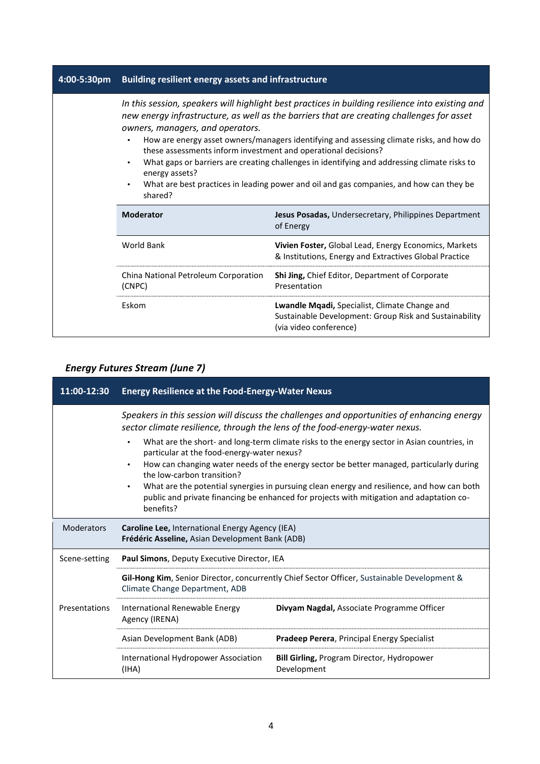| 4:00-5:30pm | Building resilient energy assets and infrastructure | |
|---|---|---|
| | *In this session, speakers will highlight best practices in building resilience into existing and new energy infrastructure, as well as the barriers that are creating challenges for asset owners, managers, and operators.*<br>• How are energy asset owners/managers identifying and assessing climate risks, and how do these assessments inform investment and operational decisions?<br>• What gaps or barriers are creating challenges in identifying and addressing climate risks to energy assets?<br>• What are best practices in leading power and oil and gas companies, and how can they be shared? | |
| | **Moderator** | **Jesus Posadas,** Undersecretary, Philippines Department of Energy |
| | World Bank | **Vivien Foster,** Global Lead, Energy Economics, Markets & Institutions, Energy and Extractives Global Practice |
| | China National Petroleum Corporation (CNPC) | **Shi Jing,** Chief Editor, Department of Corporate Presentation |
| | Eskom | **Lwandle Mqadi,** Specialist, Climate Change and Sustainable Development: Group Risk and Sustainability (via video conference) |

### *Energy Futures Stream (June 7)*

| 11:00-12:30 | Energy Resilience at the Food-Energy-Water Nexus | |
|---|---|---|
| | *Speakers in this session will discuss the challenges and opportunities of enhancing energy sector climate resilience, through the lens of the food-energy-water nexus.*<br>• What are the short- and long-term climate risks to the energy sector in Asian countries, in particular at the food-energy-water nexus?<br>• How can changing water needs of the energy sector be better managed, particularly during the low-carbon transition?<br>• What are the potential synergies in pursuing clean energy and resilience, and how can both public and private financing be enhanced for projects with mitigation and adaptation co-benefits? | |
| Moderators | **Caroline Lee,** International Energy Agency (IEA)<br>**Frédéric Asseline,** Asian Development Bank (ADB) | |
| Scene-setting | **Paul Simons**, Deputy Executive Director, IEA | |
| | **Gil-Hong Kim**, Senior Director, concurrently Chief Sector Officer, Sustainable Development & Climate Change Department, ADB | |
| Presentations | International Renewable Energy Agency (IRENA) | **Divyam Nagdal,** Associate Programme Officer |
| | Asian Development Bank (ADB) | **Pradeep Perera**, Principal Energy Specialist |
| | International Hydropower Association (IHA) | **Bill Girling,** Program Director, Hydropower Development |